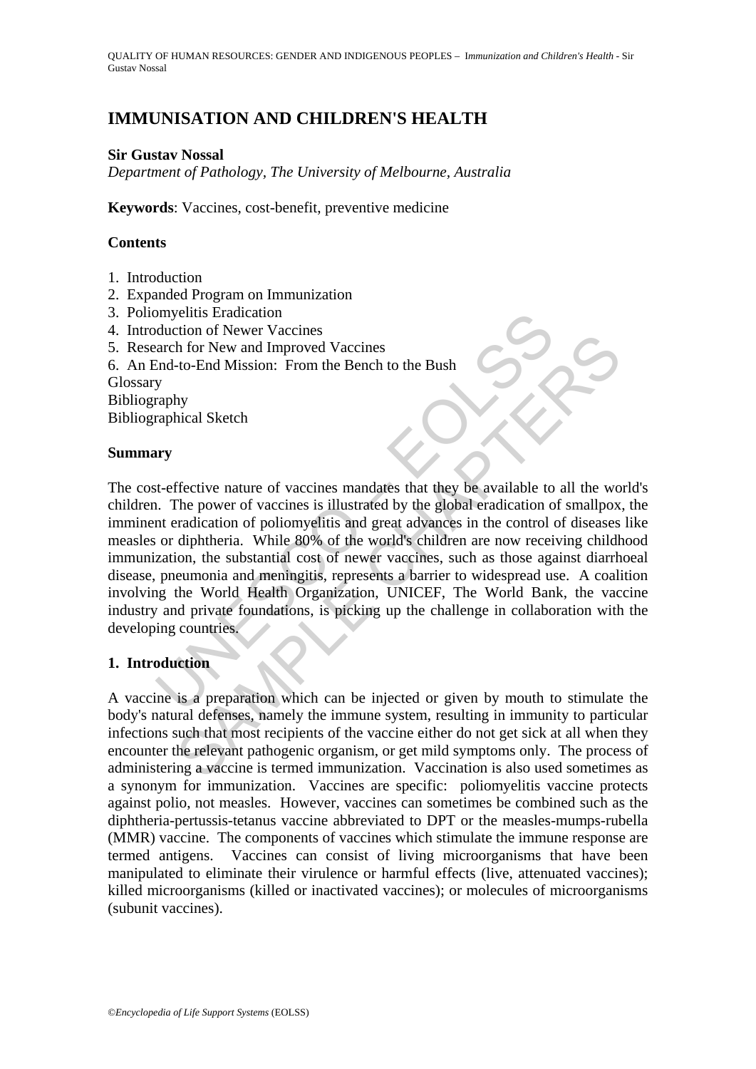# IMMUNISATION AND CHILDREN'S HEALTH

**Sir Gustav Nossal**

*Department of Pathology, The University of Melbourne, Australia*

**Keywords**: Vaccines, cost-benefit, preventive medicine

## Contents

1. Introduction
2. Expanded Program on Immunization
3. Poliomyelitis Eradication
4. Introduction of Newer Vaccines
5. Research for New and Improved Vaccines
6. An End-to-End Mission: From the Bench to the Bush

Glossary
Bibliography
Bibliographical Sketch

## Summary

The cost-effective nature of vaccines mandates that they be available to all the world's children. The power of vaccines is illustrated by the global eradication of smallpox, the imminent eradication of poliomyelitis and great advances in the control of diseases like measles or diphtheria. While 80% of the world's children are now receiving childhood immunization, the substantial cost of newer vaccines, such as those against diarrhoeal disease, pneumonia and meningitis, represents a barrier to widespread use. A coalition involving the World Health Organization, UNICEF, The World Bank, the vaccine industry and private foundations, is picking up the challenge in collaboration with the developing countries.

## 1. Introduction

A vaccine is a preparation which can be injected or given by mouth to stimulate the body's natural defenses, namely the immune system, resulting in immunity to particular infections such that most recipients of the vaccine either do not get sick at all when they encounter the relevant pathogenic organism, or get mild symptoms only. The process of administering a vaccine is termed immunization. Vaccination is also used sometimes as a synonym for immunization. Vaccines are specific: poliomyelitis vaccine protects against polio, not measles. However, vaccines can sometimes be combined such as the diphtheria-pertussis-tetanus vaccine abbreviated to DPT or the measles-mumps-rubella (MMR) vaccine. The components of vaccines which stimulate the immune response are termed antigens. Vaccines can consist of living microorganisms that have been manipulated to eliminate their virulence or harmful effects (live, attenuated vaccines); killed microorganisms (killed or inactivated vaccines); or molecules of microorganisms (subunit vaccines).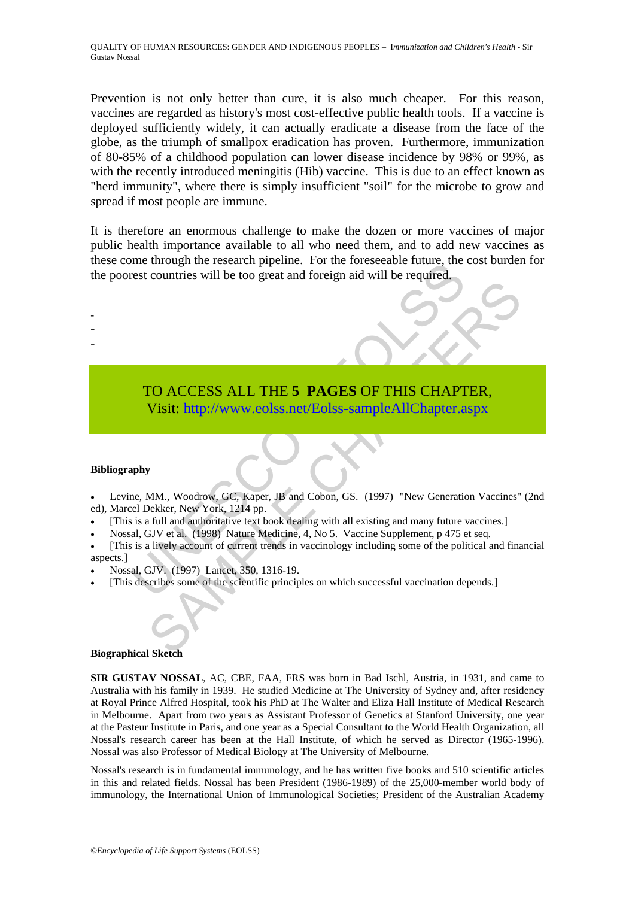Prevention is not only better than cure, it is also much cheaper. For this reason, vaccines are regarded as history's most cost-effective public health tools. If a vaccine is deployed sufficiently widely, it can actually eradicate a disease from the face of the globe, as the triumph of smallpox eradication has proven. Furthermore, immunization of 80-85% of a childhood population can lower disease incidence by 98% or 99%, as with the recently introduced meningitis (Hib) vaccine. This is due to an effect known as "herd immunity", where there is simply insufficient "soil" for the microbe to grow and spread if most people are immune.

It is therefore an enormous challenge to make the dozen or more vaccines of major public health importance available to all who need them, and to add new vaccines as these come through the research pipeline. For the foreseeable future, the cost burden for the poorest countries will be too great and foreign aid will be required.

-
-
-

TO ACCESS ALL THE **5 PAGES** OF THIS CHAPTER,
Visit: http://www.eolss.net/Eolss-sampleAllChapter.aspx

**Bibliography**

- Levine, MM., Woodrow, GC, Kaper, JB and Cobon, GS. (1997) "New Generation Vaccines" (2nd ed), Marcel Dekker, New York, 1214 pp.
- [This is a full and authoritative text book dealing with all existing and many future vaccines.]
- Nossal, GJV et al. (1998) Nature Medicine, 4, No 5. Vaccine Supplement, p 475 et seq.
- [This is a lively account of current trends in vaccinology including some of the political and financial aspects.]
- Nossal, GJV. (1997) Lancet, 350, 1316-19.
- [This describes some of the scientific principles on which successful vaccination depends.]

**Biographical Sketch**

**SIR GUSTAV NOSSAL**, AC, CBE, FAA, FRS was born in Bad Ischl, Austria, in 1931, and came to Australia with his family in 1939. He studied Medicine at The University of Sydney and, after residency at Royal Prince Alfred Hospital, took his PhD at The Walter and Eliza Hall Institute of Medical Research in Melbourne. Apart from two years as Assistant Professor of Genetics at Stanford University, one year at the Pasteur Institute in Paris, and one year as a Special Consultant to the World Health Organization, all Nossal's research career has been at the Hall Institute, of which he served as Director (1965-1996). Nossal was also Professor of Medical Biology at The University of Melbourne.

Nossal's research is in fundamental immunology, and he has written five books and 510 scientific articles in this and related fields. Nossal has been President (1986-1989) of the 25,000-member world body of immunology, the International Union of Immunological Societies; President of the Australian Academy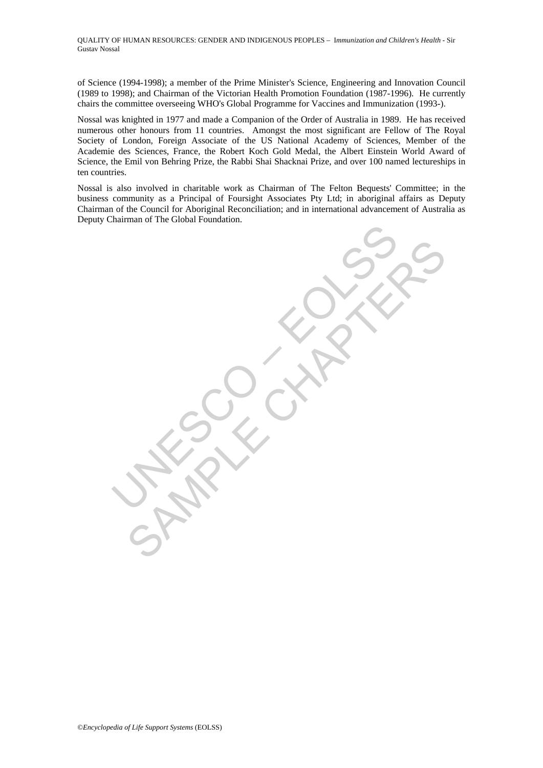of Science (1994-1998); a member of the Prime Minister's Science, Engineering and Innovation Council (1989 to 1998); and Chairman of the Victorian Health Promotion Foundation (1987-1996). He currently chairs the committee overseeing WHO's Global Programme for Vaccines and Immunization (1993-).

Nossal was knighted in 1977 and made a Companion of the Order of Australia in 1989. He has received numerous other honours from 11 countries. Amongst the most significant are Fellow of The Royal Society of London, Foreign Associate of the US National Academy of Sciences, Member of the Academie des Sciences, France, the Robert Koch Gold Medal, the Albert Einstein World Award of Science, the Emil von Behring Prize, the Rabbi Shai Shacknai Prize, and over 100 named lectureships in ten countries.

Nossal is also involved in charitable work as Chairman of The Felton Bequests' Committee; in the business community as a Principal of Foursight Associates Pty Ltd; in aboriginal affairs as Deputy Chairman of the Council for Aboriginal Reconciliation; and in international advancement of Australia as Deputy Chairman of The Global Foundation.